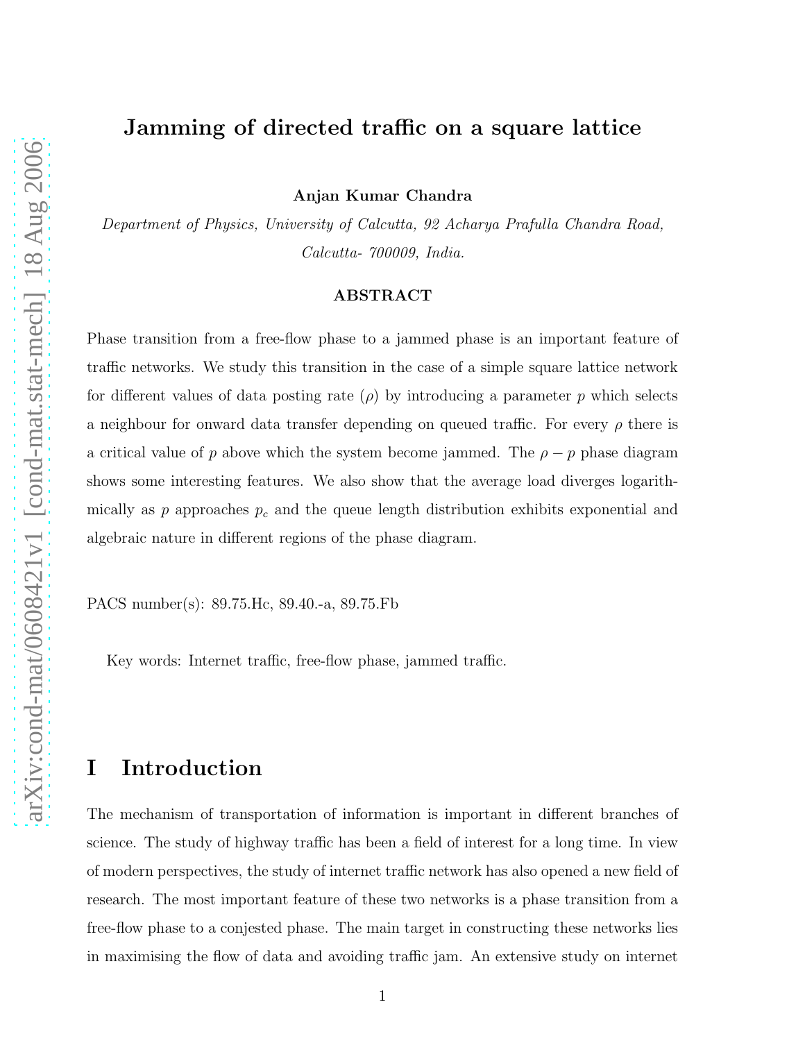# Jamming of directed traffic on a square lattice

**Anjan Kumar Chandra**

*Department of Physics, University of Calcutta, 92 Acharya Prafulla Chandra Road, Calcutta- 700009, India.*

### ABSTRACT

Phase transition from a free-flow phase to a jammed phase is an important feature of traffic networks. We study this transition in the case of a simple square lattice network for different values of data posting rate ($\rho$) by introducing a parameter $p$ which selects a neighbour for onward data transfer depending on queued traffic. For every $\rho$ there is a critical value of $p$ above which the system become jammed. The $\rho - p$ phase diagram shows some interesting features. We also show that the average load diverges logarithmically as $p$ approaches $p_c$ and the queue length distribution exhibits exponential and algebraic nature in different regions of the phase diagram.

PACS number(s): 89.75.Hc, 89.40.-a, 89.75.Fb

Key words: Internet traffic, free-flow phase, jammed traffic.

## I Introduction

The mechanism of transportation of information is important in different branches of science. The study of highway traffic has been a field of interest for a long time. In view of modern perspectives, the study of internet traffic network has also opened a new field of research. The most important feature of these two networks is a phase transition from a free-flow phase to a conjested phase. The main target in constructing these networks lies in maximising the flow of data and avoiding traffic jam. An extensive study on internet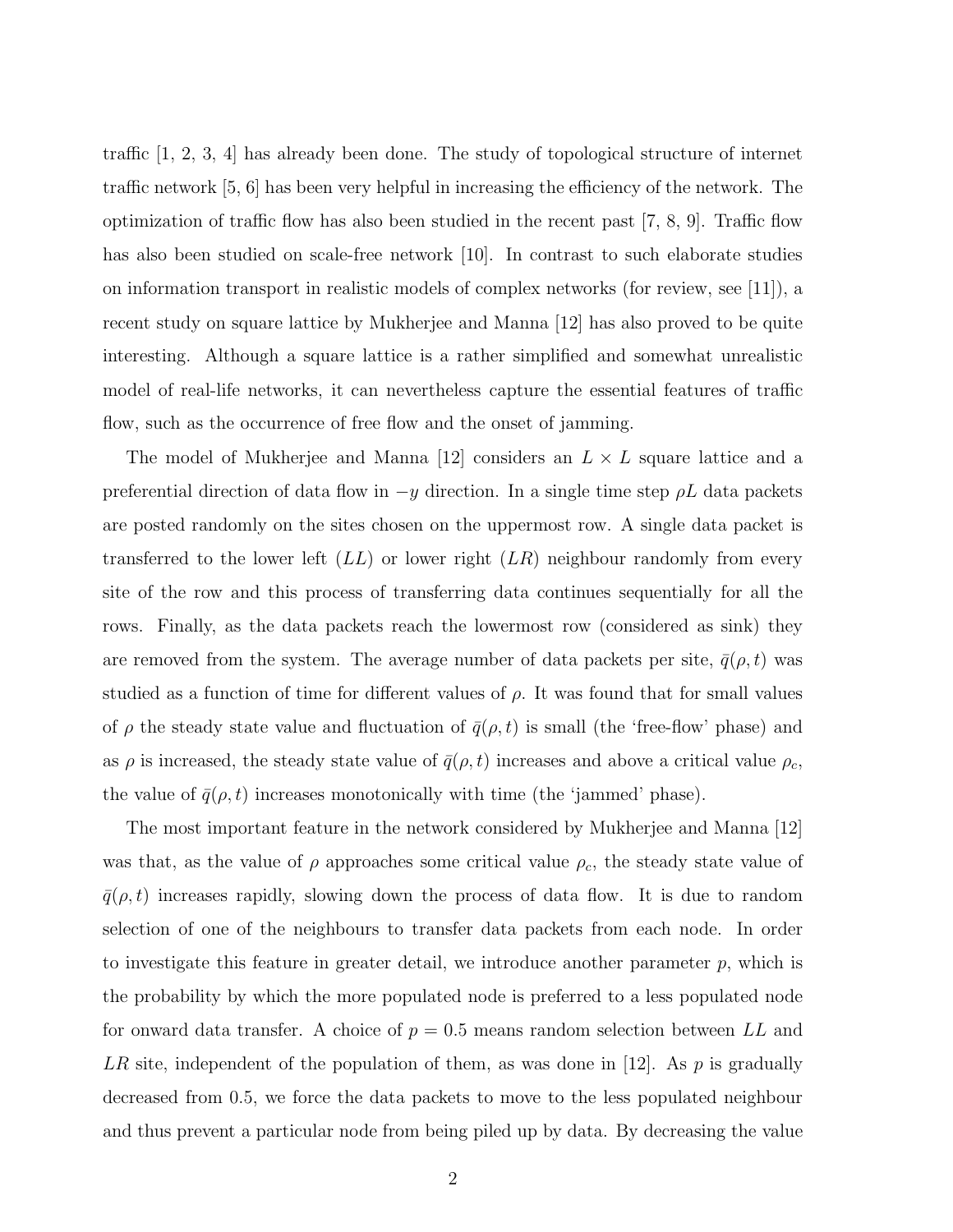traffic [1, 2, 3, 4] has already been done. The study of topological structure of internet traffic network [5, 6] has been very helpful in increasing the efficiency of the network. The optimization of traffic flow has also been studied in the recent past [7, 8, 9]. Traffic flow has also been studied on scale-free network [10]. In contrast to such elaborate studies on information transport in realistic models of complex networks (for review, see [11]), a recent study on square lattice by Mukherjee and Manna [12] has also proved to be quite interesting. Although a square lattice is a rather simplified and somewhat unrealistic model of real-life networks, it can nevertheless capture the essential features of traffic flow, such as the occurrence of free flow and the onset of jamming.

The model of Mukherjee and Manna [12] considers an $L \times L$ square lattice and a preferential direction of data flow in $-y$ direction. In a single time step $\rho L$ data packets are posted randomly on the sites chosen on the uppermost row. A single data packet is transferred to the lower left ($LL$) or lower right ($LR$) neighbour randomly from every site of the row and this process of transferring data continues sequentially for all the rows. Finally, as the data packets reach the lowermost row (considered as sink) they are removed from the system. The average number of data packets per site, $\bar{q}(\rho, t)$ was studied as a function of time for different values of $\rho$. It was found that for small values of $\rho$ the steady state value and fluctuation of $\bar{q}(\rho, t)$ is small (the 'free-flow' phase) and as $\rho$ is increased, the steady state value of $\bar{q}(\rho, t)$ increases and above a critical value $\rho_c$, the value of $\bar{q}(\rho, t)$ increases monotonically with time (the 'jammed' phase).

The most important feature in the network considered by Mukherjee and Manna [12] was that, as the value of $\rho$ approaches some critical value $\rho_c$, the steady state value of $\bar{q}(\rho, t)$ increases rapidly, slowing down the process of data flow. It is due to random selection of one of the neighbours to transfer data packets from each node. In order to investigate this feature in greater detail, we introduce another parameter $p$, which is the probability by which the more populated node is preferred to a less populated node for onward data transfer. A choice of $p = 0.5$ means random selection between $LL$ and $LR$ site, independent of the population of them, as was done in [12]. As $p$ is gradually decreased from 0.5, we force the data packets to move to the less populated neighbour and thus prevent a particular node from being piled up by data. By decreasing the value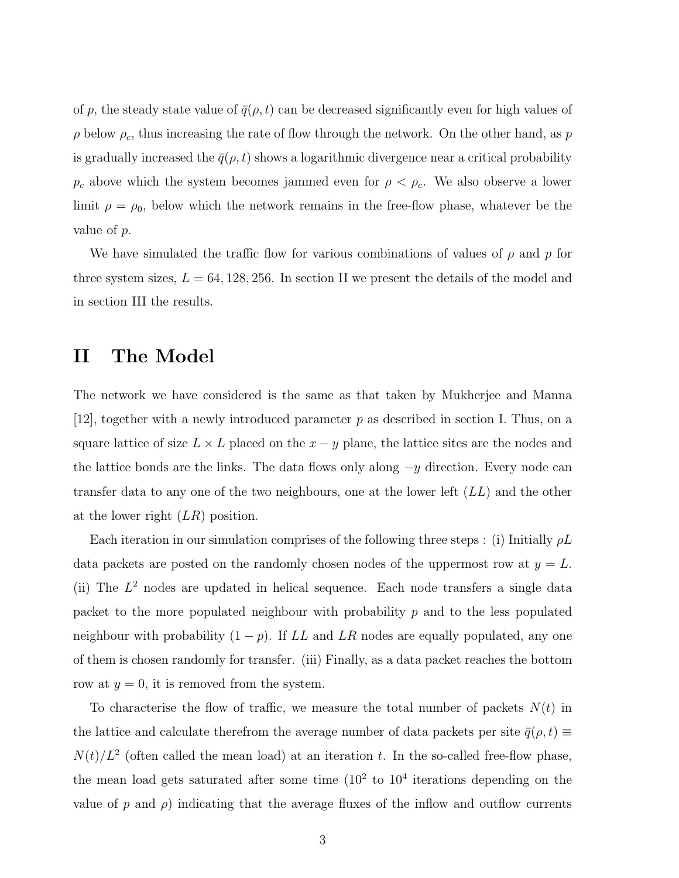of $p$, the steady state value of $\bar{q}(\rho, t)$ can be decreased significantly even for high values of $\rho$ below $\rho_c$, thus increasing the rate of flow through the network. On the other hand, as $p$ is gradually increased the $\bar{q}(\rho, t)$ shows a logarithmic divergence near a critical probability $p_c$ above which the system becomes jammed even for $\rho < \rho_c$. We also observe a lower limit $\rho = \rho_0$, below which the network remains in the free-flow phase, whatever be the value of $p$.

We have simulated the traffic flow for various combinations of values of $\rho$ and $p$ for three system sizes, $L = 64, 128, 256$. In section II we present the details of the model and in section III the results.

# II The Model

The network we have considered is the same as that taken by Mukherjee and Manna [12], together with a newly introduced parameter $p$ as described in section I. Thus, on a square lattice of size $L \times L$ placed on the $x - y$ plane, the lattice sites are the nodes and the lattice bonds are the links. The data flows only along $-y$ direction. Every node can transfer data to any one of the two neighbours, one at the lower left ($LL$) and the other at the lower right ($LR$) position.

Each iteration in our simulation comprises of the following three steps : (i) Initially $\rho L$ data packets are posted on the randomly chosen nodes of the uppermost row at $y = L$. (ii) The $L^2$ nodes are updated in helical sequence. Each node transfers a single data packet to the more populated neighbour with probability $p$ and to the less populated neighbour with probability $(1 - p)$. If $LL$ and $LR$ nodes are equally populated, any one of them is chosen randomly for transfer. (iii) Finally, as a data packet reaches the bottom row at $y = 0$, it is removed from the system.

To characterise the flow of traffic, we measure the total number of packets $N(t)$ in the lattice and calculate therefrom the average number of data packets per site $\bar{q}(\rho, t) \equiv N(t)/L^2$ (often called the mean load) at an iteration $t$. In the so-called free-flow phase, the mean load gets saturated after some time ($10^2$ to $10^4$ iterations depending on the value of $p$ and $\rho$) indicating that the average fluxes of the inflow and outflow currents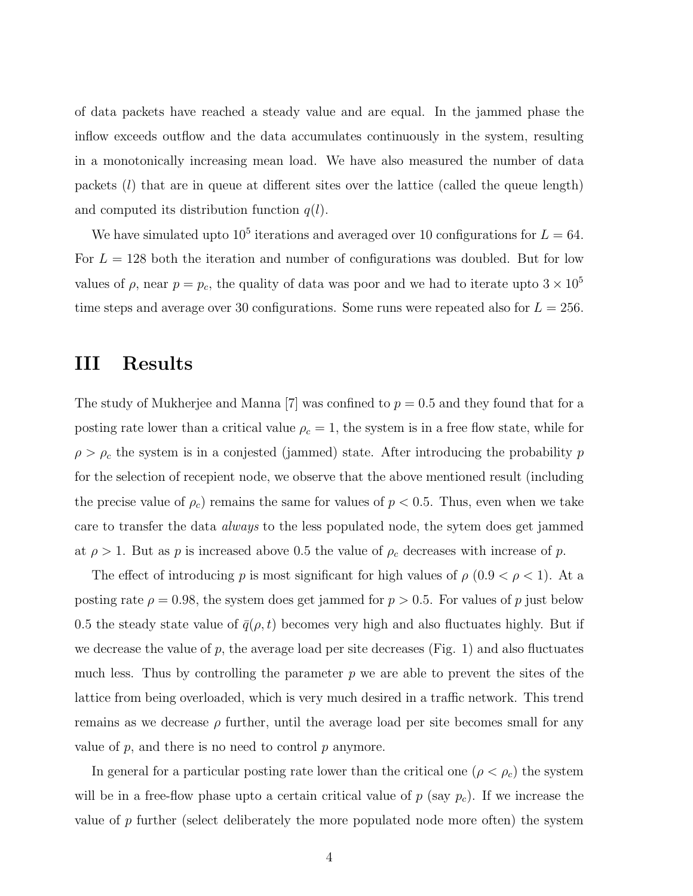of data packets have reached a steady value and are equal. In the jammed phase the inflow exceeds outflow and the data accumulates continuously in the system, resulting in a monotonically increasing mean load. We have also measured the number of data packets ($l$) that are in queue at different sites over the lattice (called the queue length) and computed its distribution function $q(l)$.

We have simulated upto $10^5$ iterations and averaged over 10 configurations for $L = 64$. For $L = 128$ both the iteration and number of configurations was doubled. But for low values of $\rho$, near $p = p_c$, the quality of data was poor and we had to iterate upto $3 \times 10^5$ time steps and average over 30 configurations. Some runs were repeated also for $L = 256$.

# III Results

The study of Mukherjee and Manna [7] was confined to $p = 0.5$ and they found that for a posting rate lower than a critical value $\rho_c = 1$, the system is in a free flow state, while for $\rho > \rho_c$ the system is in a conjested (jammed) state. After introducing the probability $p$ for the selection of recepient node, we observe that the above mentioned result (including the precise value of $\rho_c$) remains the same for values of $p < 0.5$. Thus, even when we take care to transfer the data *always* to the less populated node, the sytem does get jammed at $\rho > 1$. But as $p$ is increased above 0.5 the value of $\rho_c$ decreases with increase of $p$.

The effect of introducing $p$ is most significant for high values of $\rho$ ($0.9 < \rho < 1$). At a posting rate $\rho = 0.98$, the system does get jammed for $p > 0.5$. For values of $p$ just below 0.5 the steady state value of $\bar{q}(\rho, t)$ becomes very high and also fluctuates highly. But if we decrease the value of $p$, the average load per site decreases (Fig. 1) and also fluctuates much less. Thus by controlling the parameter $p$ we are able to prevent the sites of the lattice from being overloaded, which is very much desired in a traffic network. This trend remains as we decrease $\rho$ further, until the average load per site becomes small for any value of $p$, and there is no need to control $p$ anymore.

In general for a particular posting rate lower than the critical one ($\rho < \rho_c$) the system will be in a free-flow phase upto a certain critical value of $p$ (say $p_c$). If we increase the value of $p$ further (select deliberately the more populated node more often) the system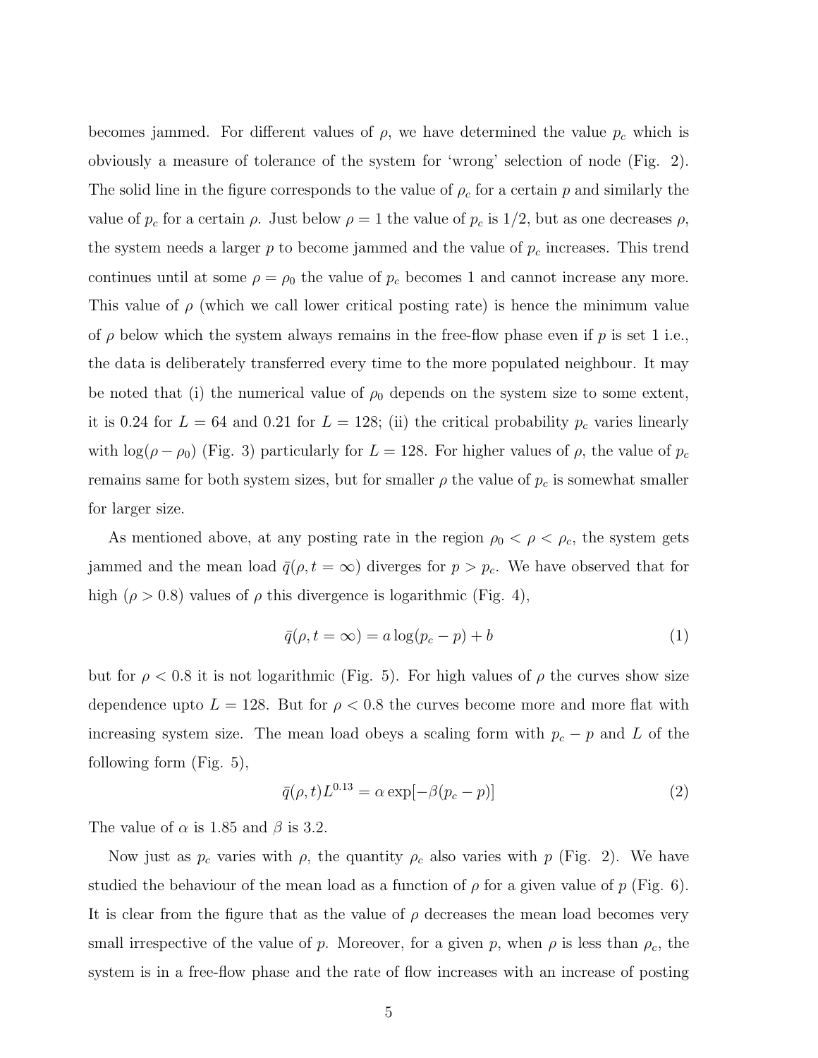becomes jammed. For different values of $\rho$, we have determined the value $p_c$ which is obviously a measure of tolerance of the system for 'wrong' selection of node (Fig. 2). The solid line in the figure corresponds to the value of $\rho_c$ for a certain $p$ and similarly the value of $p_c$ for a certain $\rho$. Just below $\rho = 1$ the value of $p_c$ is 1/2, but as one decreases $\rho$, the system needs a larger $p$ to become jammed and the value of $p_c$ increases. This trend continues until at some $\rho = \rho_0$ the value of $p_c$ becomes 1 and cannot increase any more. This value of $\rho$ (which we call lower critical posting rate) is hence the minimum value of $\rho$ below which the system always remains in the free-flow phase even if $p$ is set 1 i.e., the data is deliberately transferred every time to the more populated neighbour. It may be noted that (i) the numerical value of $\rho_0$ depends on the system size to some extent, it is 0.24 for $L = 64$ and 0.21 for $L = 128$; (ii) the critical probability $p_c$ varies linearly with $\log(\rho - \rho_0)$ (Fig. 3) particularly for $L = 128$. For higher values of $\rho$, the value of $p_c$ remains same for both system sizes, but for smaller $\rho$ the value of $p_c$ is somewhat smaller for larger size.

As mentioned above, at any posting rate in the region $\rho_0 < \rho < \rho_c$, the system gets jammed and the mean load $\bar{q}(\rho, t = \infty)$ diverges for $p > p_c$. We have observed that for high ($\rho > 0.8$) values of $\rho$ this divergence is logarithmic (Fig. 4),

$$\bar{q}(\rho, t = \infty) = a \log(p_c - p) + b \tag{1}$$

but for $\rho < 0.8$ it is not logarithmic (Fig. 5). For high values of $\rho$ the curves show size dependence upto $L = 128$. But for $\rho < 0.8$ the curves become more and more flat with increasing system size. The mean load obeys a scaling form with $p_c - p$ and $L$ of the following form (Fig. 5),

$$\bar{q}(\rho, t) L^{0.13} = \alpha \exp[-\beta(p_c - p)] \tag{2}$$

The value of $\alpha$ is 1.85 and $\beta$ is 3.2.

Now just as $p_c$ varies with $\rho$, the quantity $\rho_c$ also varies with $p$ (Fig. 2). We have studied the behaviour of the mean load as a function of $\rho$ for a given value of $p$ (Fig. 6). It is clear from the figure that as the value of $\rho$ decreases the mean load becomes very small irrespective of the value of $p$. Moreover, for a given $p$, when $\rho$ is less than $\rho_c$, the system is in a free-flow phase and the rate of flow increases with an increase of posting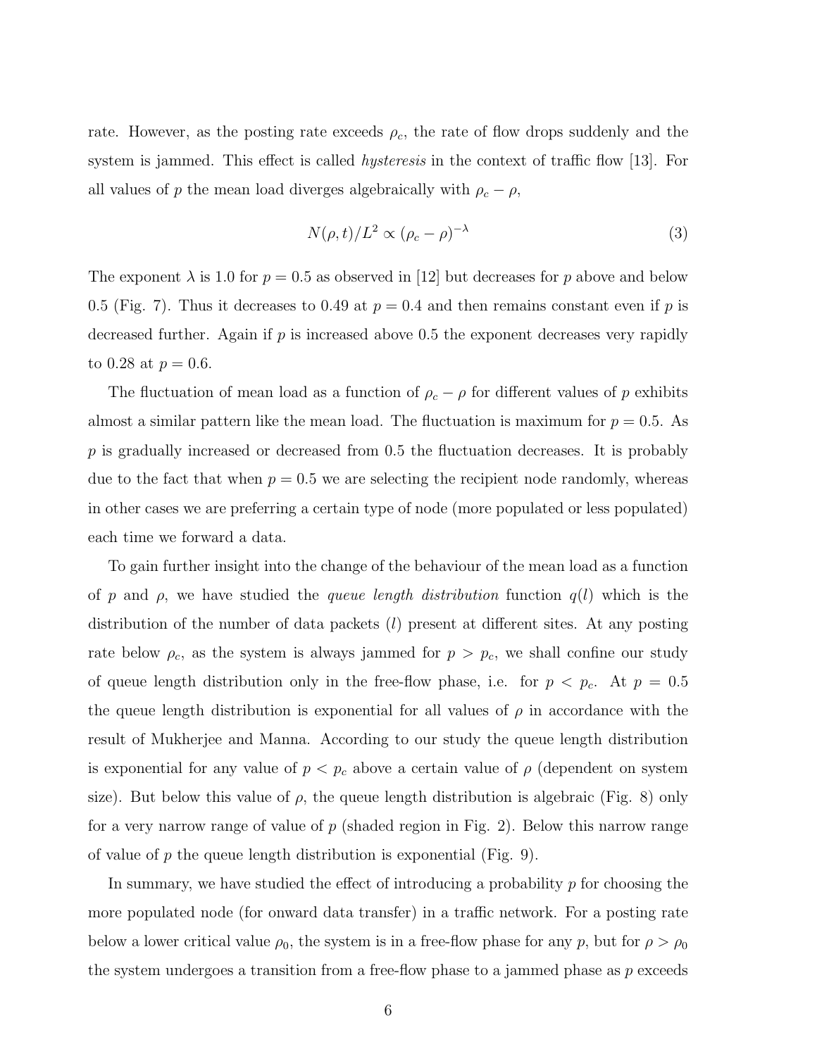rate. However, as the posting rate exceeds $\rho_c$, the rate of flow drops suddenly and the system is jammed. This effect is called *hysteresis* in the context of traffic flow [13]. For all values of $p$ the mean load diverges algebraically with $\rho_c - \rho$,

$$N(\rho, t)/L^2 \propto (\rho_c - \rho)^{-\lambda} \tag{3}$$

The exponent $\lambda$ is 1.0 for $p = 0.5$ as observed in [12] but decreases for $p$ above and below 0.5 (Fig. 7). Thus it decreases to 0.49 at $p = 0.4$ and then remains constant even if $p$ is decreased further. Again if $p$ is increased above 0.5 the exponent decreases very rapidly to 0.28 at $p = 0.6$.

The fluctuation of mean load as a function of $\rho_c - \rho$ for different values of $p$ exhibits almost a similar pattern like the mean load. The fluctuation is maximum for $p = 0.5$. As $p$ is gradually increased or decreased from 0.5 the fluctuation decreases. It is probably due to the fact that when $p = 0.5$ we are selecting the recipient node randomly, whereas in other cases we are preferring a certain type of node (more populated or less populated) each time we forward a data.

To gain further insight into the change of the behaviour of the mean load as a function of $p$ and $\rho$, we have studied the *queue length distribution* function $q(l)$ which is the distribution of the number of data packets ($l$) present at different sites. At any posting rate below $\rho_c$, as the system is always jammed for $p > p_c$, we shall confine our study of queue length distribution only in the free-flow phase, i.e. for $p < p_c$. At $p = 0.5$ the queue length distribution is exponential for all values of $\rho$ in accordance with the result of Mukherjee and Manna. According to our study the queue length distribution is exponential for any value of $p < p_c$ above a certain value of $\rho$ (dependent on system size). But below this value of $\rho$, the queue length distribution is algebraic (Fig. 8) only for a very narrow range of value of $p$ (shaded region in Fig. 2). Below this narrow range of value of $p$ the queue length distribution is exponential (Fig. 9).

In summary, we have studied the effect of introducing a probability $p$ for choosing the more populated node (for onward data transfer) in a traffic network. For a posting rate below a lower critical value $\rho_0$, the system is in a free-flow phase for any $p$, but for $\rho > \rho_0$ the system undergoes a transition from a free-flow phase to a jammed phase as $p$ exceeds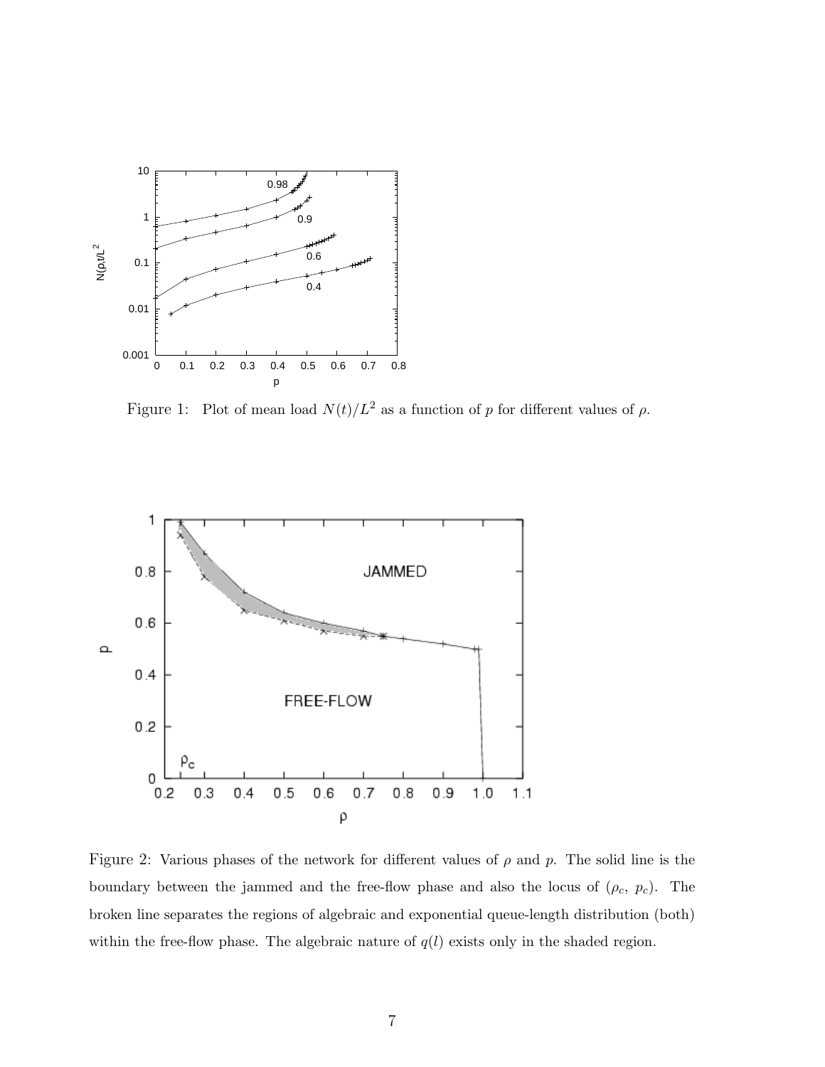Figure 1: Plot of mean load $N(t)/L^2$ as a function of $p$ for different values of $\rho$.

Figure 2: Various phases of the network for different values of $\rho$ and $p$. The solid line is the boundary between the jammed and the free-flow phase and also the locus of ($\rho_c$, $p_c$). The broken line separates the regions of algebraic and exponential queue-length distribution (both) within the free-flow phase. The algebraic nature of $q(l)$ exists only in the shaded region.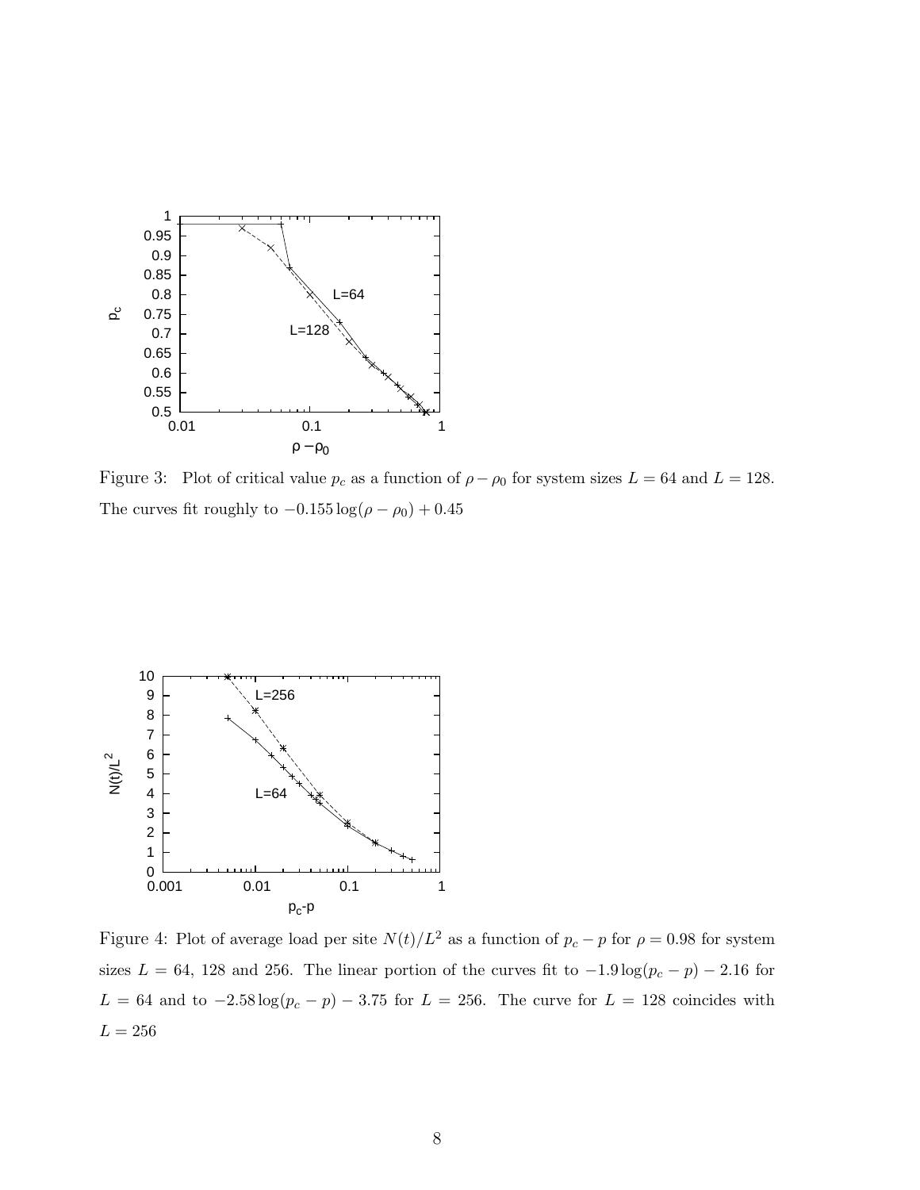Figure 3: Plot of critical value $p_c$ as a function of $\rho - \rho_0$ for system sizes $L = 64$ and $L = 128$. The curves fit roughly to $-0.155 \log(\rho - \rho_0) + 0.45$

Figure 4: Plot of average load per site $N(t)/L^2$ as a function of $p_c - p$ for $\rho = 0.98$ for system sizes $L = 64$, 128 and 256. The linear portion of the curves fit to $-1.9 \log(p_c - p) - 2.16$ for $L = 64$ and to $-2.58 \log(p_c - p) - 3.75$ for $L = 256$. The curve for $L = 128$ coincides with $L = 256$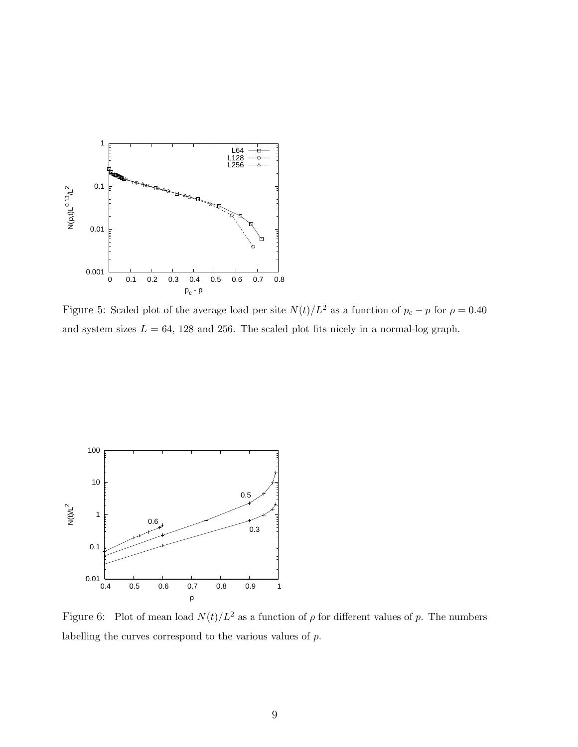Figure 5: Scaled plot of the average load per site $N(t)/L^2$ as a function of $p_c - p$ for $\rho = 0.40$ and system sizes $L = 64$, 128 and 256. The scaled plot fits nicely in a normal-log graph.

Figure 6: Plot of mean load $N(t)/L^2$ as a function of $\rho$ for different values of $p$. The numbers labelling the curves correspond to the various values of $p$.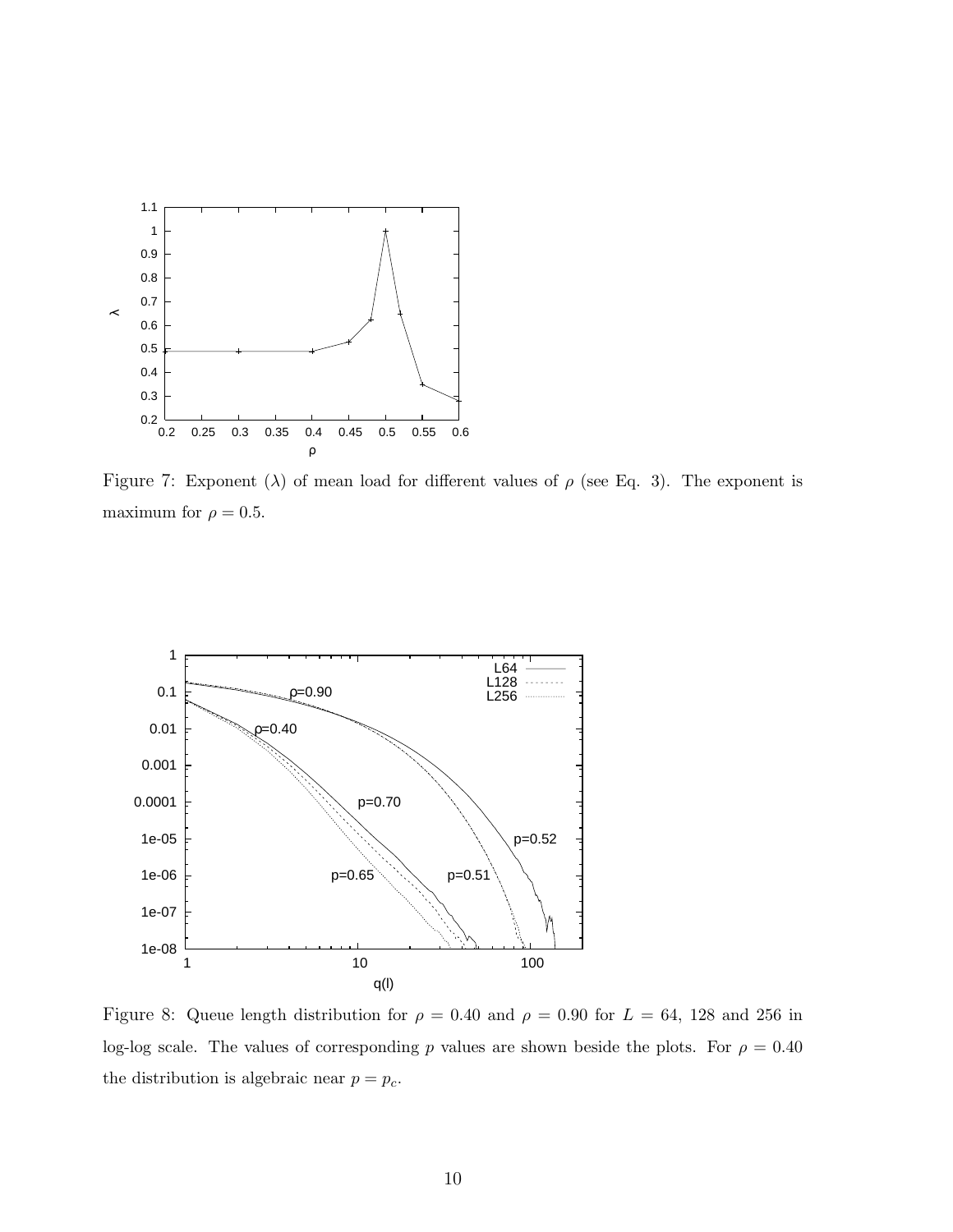Figure 7: Exponent ($\lambda$) of mean load for different values of $\rho$ (see Eq. 3). The exponent is maximum for $\rho = 0.5$.

Figure 8: Queue length distribution for $\rho = 0.40$ and $\rho = 0.90$ for $L = 64$, 128 and 256 in log-log scale. The values of corresponding $p$ values are shown beside the plots. For $\rho = 0.40$ the distribution is algebraic near $p = p_c$.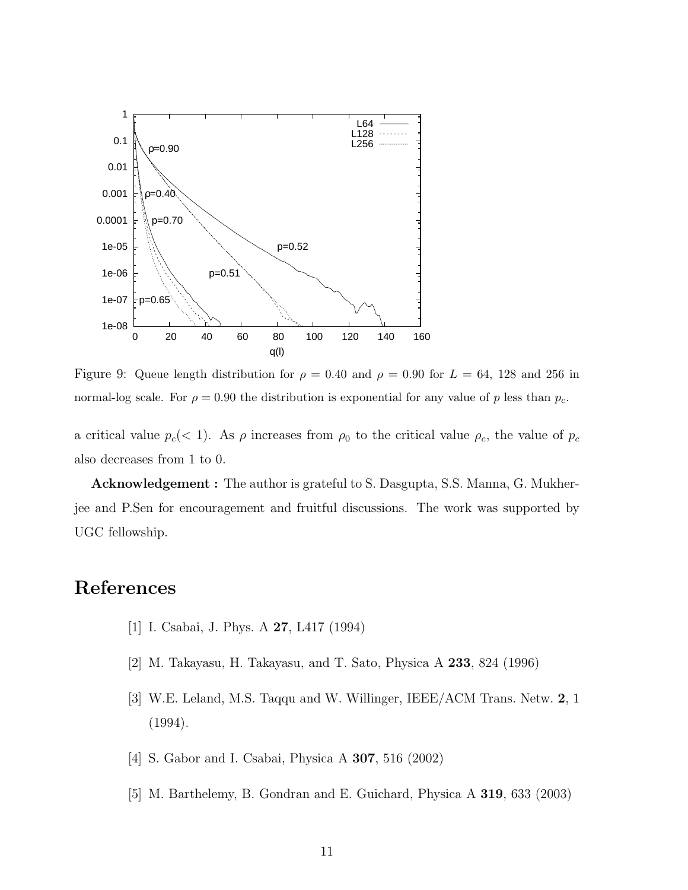Figure 9: Queue length distribution for $\rho = 0.40$ and $\rho = 0.90$ for $L = 64$, 128 and 256 in normal-log scale. For $\rho = 0.90$ the distribution is exponential for any value of $p$ less than $p_c$.

a critical value $p_c(< 1)$. As $\rho$ increases from $\rho_0$ to the critical value $\rho_c$, the value of $p_c$ also decreases from 1 to 0.

**Acknowledgement :** The author is grateful to S. Dasgupta, S.S. Manna, G. Mukherjee and P.Sen for encouragement and fruitful discussions. The work was supported by UGC fellowship.

# References

[1] I. Csabai, J. Phys. A **27**, L417 (1994)

[2] M. Takayasu, H. Takayasu, and T. Sato, Physica A **233**, 824 (1996)

[3] W.E. Leland, M.S. Taqqu and W. Willinger, IEEE/ACM Trans. Netw. **2**, 1 (1994).

[4] S. Gabor and I. Csabai, Physica A **307**, 516 (2002)

[5] M. Barthelemy, B. Gondran and E. Guichard, Physica A **319**, 633 (2003)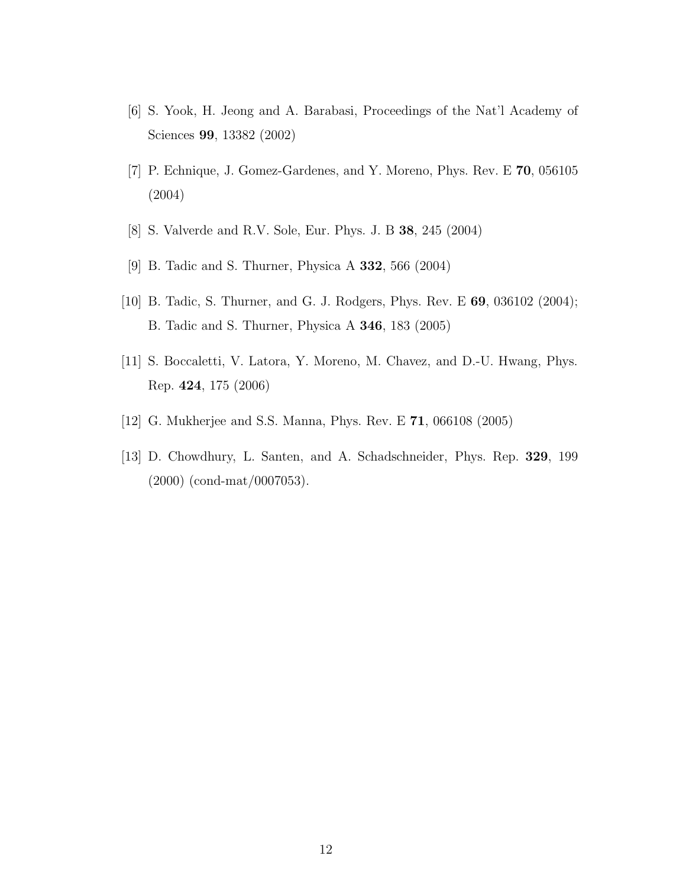[6] S. Yook, H. Jeong and A. Barabasi, Proceedings of the Nat'l Academy of Sciences **99**, 13382 (2002)

[7] P. Echnique, J. Gomez-Gardenes, and Y. Moreno, Phys. Rev. E **70**, 056105 (2004)

[8] S. Valverde and R.V. Sole, Eur. Phys. J. B **38**, 245 (2004)

[9] B. Tadic and S. Thurner, Physica A **332**, 566 (2004)

[10] B. Tadic, S. Thurner, and G. J. Rodgers, Phys. Rev. E **69**, 036102 (2004); B. Tadic and S. Thurner, Physica A **346**, 183 (2005)

[11] S. Boccaletti, V. Latora, Y. Moreno, M. Chavez, and D.-U. Hwang, Phys. Rep. **424**, 175 (2006)

[12] G. Mukherjee and S.S. Manna, Phys. Rev. E **71**, 066108 (2005)

[13] D. Chowdhury, L. Santen, and A. Schadschneider, Phys. Rep. **329**, 199 (2000) (cond-mat/0007053).